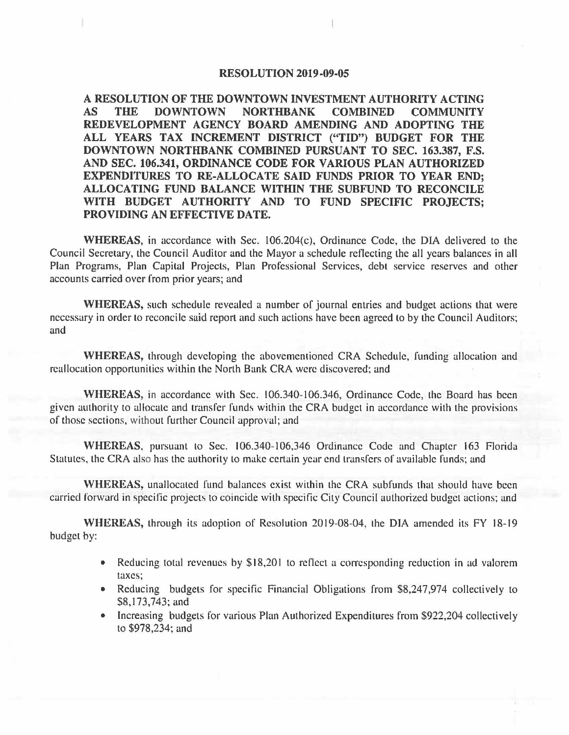# RESOLUTION 2019-09-05

**A RESOLUTION OF THE DOWNTOWN INVESTMENT AUTHORITY ACTING AS THE DOWNTOWN NORTHBANK COMBINED COMMUNITY REDEVELOPMENT AGENCY BOARD AMENDING AND ADOPTING THE ALL YEARS TAX INCREMENT DISTRICT ("TID") BUDGET FOR THE DOWNTOWN NORTHBANK COMBINED PURSUANT TO SEC. 163.387, F.S. AND SEC. 106.341, ORDINANCE CODE FOR VARIOUS PLAN AUTHORIZED EXPENDITURES TO RE-ALLOCATE SAID FUNDS PRIOR TO YEAR END; ALLOCATING FUND BALANCE WITHIN THE SUBFUND TO RECONCILE WITH BUDGET AUTHORITY AND TO FUND SPECIFIC PROJECTS; PROVIDING AN EFFECTIVE DATE.**

**WHEREAS**, in accordance with Sec. 106.204(c), Ordinance Code, the DIA delivered to the Council Secretary, the Council Auditor and the Mayor a schedule reflecting the all years balances in all Plan Programs, Plan Capital Projects, Plan Professional Services, debt service reserves and other accounts carried over from prior years; and

**WHEREAS,** such schedule revealed a number of journal entries and budget actions that were necessary in order to reconcile said report and such actions have been agreed to by the Council Auditors; and

**WHEREAS,** through developing the abovementioned CRA Schedule, funding allocation and reallocation opportunities within the North Bank CRA were discovered; and

**WHEREAS,** in accordance with Sec. 106.340-106.346, Ordinance Code, the Board has been given authority to allocate and transfer funds within the CRA budget in accordance with the provisions of those sections, without further Council approval; and

**WHEREAS**, pursuant to Sec. 106.340-106,346 Ordinance Code and Chapter 163 Florida Statutes, the CRA also has the authority to make certain year end transfers of available funds; and

**WHEREAS,** unallocated fund balances exist within the CRA subfunds that should have been carried forward in specific projects to coincide with specific City Council authorized budget actions; and

**WHEREAS,** through its adoption of Resolution 2019-08-04, the DIA amended its FY 18-19 budget by:

- Reducing total revenues by $18,201 to reflect a corresponding reduction in ad valorem taxes;
- Reducing budgets for specific Financial Obligations from $8,247,974 collectively to $8,173,743; and
- Increasing budgets for various Plan Authorized Expenditures from $922,204 collectively to $978,234; and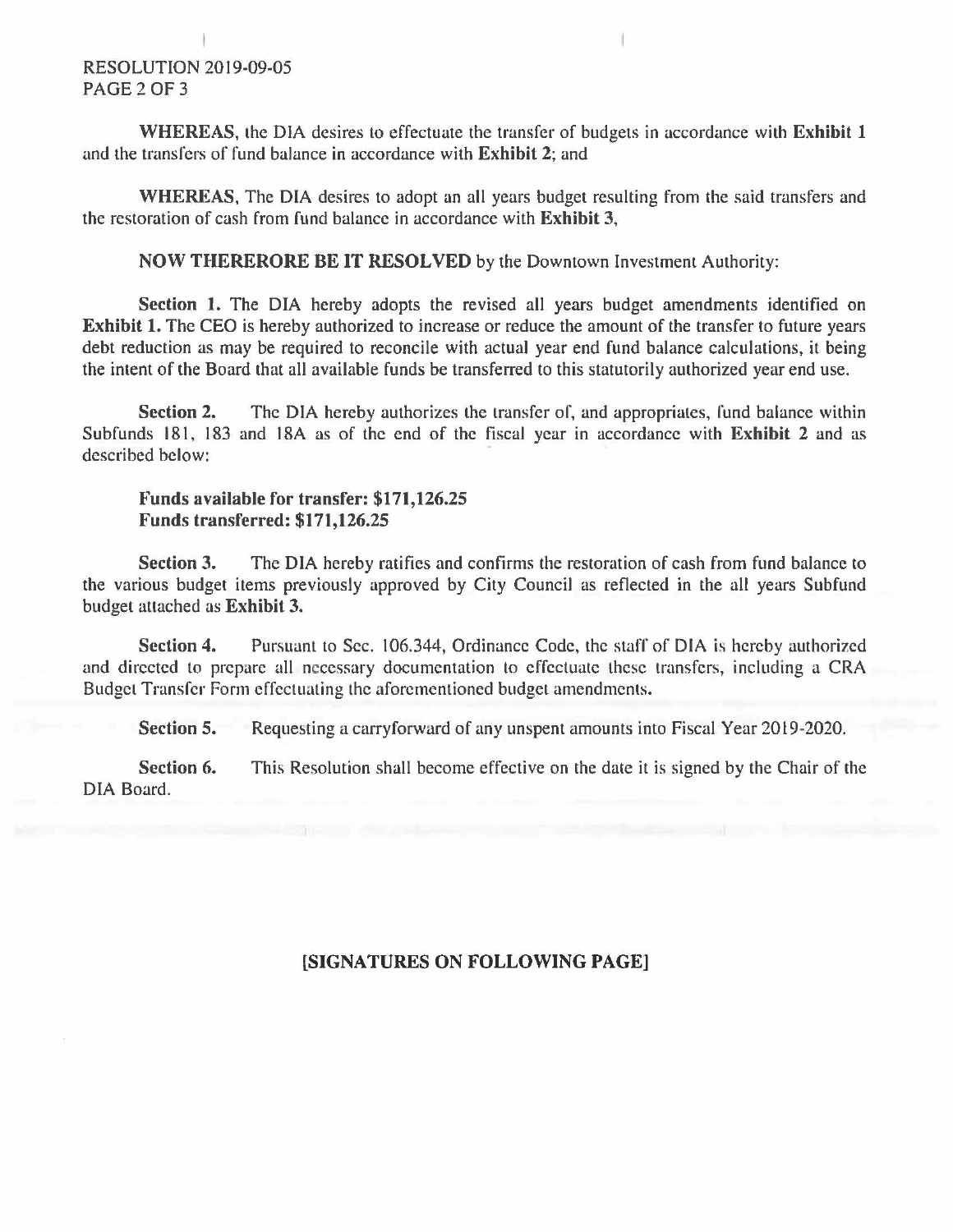**WHEREAS**, the DIA desires to effectuate the transfer of budgets in accordance with **Exhibit 1** and the transfers of fund balance in accordance with **Exhibit 2**; and

**WHEREAS**, The DIA desires to adopt an all years budget resulting from the said transfers and the restoration of cash from fund balance in accordance with **Exhibit 3**,

**NOW THERERORE BE IT RESOLVED** by the Downtown Investment Authority:

**Section 1.** The DIA hereby adopts the revised all years budget amendments identified on **Exhibit 1.** The CEO is hereby authorized to increase or reduce the amount of the transfer to future years debt reduction as may be required to reconcile with actual year end fund balance calculations, it being the intent of the Board that all available funds be transferred to this statutorily authorized year end use.

**Section 2.** The DIA hereby authorizes the transfer of, and appropriates, fund balance within Subfunds 181, 183 and 18A as of the end of the fiscal year in accordance with **Exhibit 2** and as described below:

**Funds available for transfer: $171,126.25**
**Funds transferred: $171,126.25**

**Section 3.** The DIA hereby ratifies and confirms the restoration of cash from fund balance to the various budget items previously approved by City Council as reflected in the all years Subfund budget attached as **Exhibit 3.**

**Section 4.** Pursuant to Sec. 106.344, Ordinance Code, the staff of DIA is hereby authorized and directed to prepare all necessary documentation to effectuate these transfers, including a CRA Budget Transfer Form effectuating the aforementioned budget amendments.

**Section 5.** Requesting a carryforward of any unspent amounts into Fiscal Year 2019-2020.

**Section 6.** This Resolution shall become effective on the date it is signed by the Chair of the DIA Board.

**[SIGNATURES ON FOLLOWING PAGE]**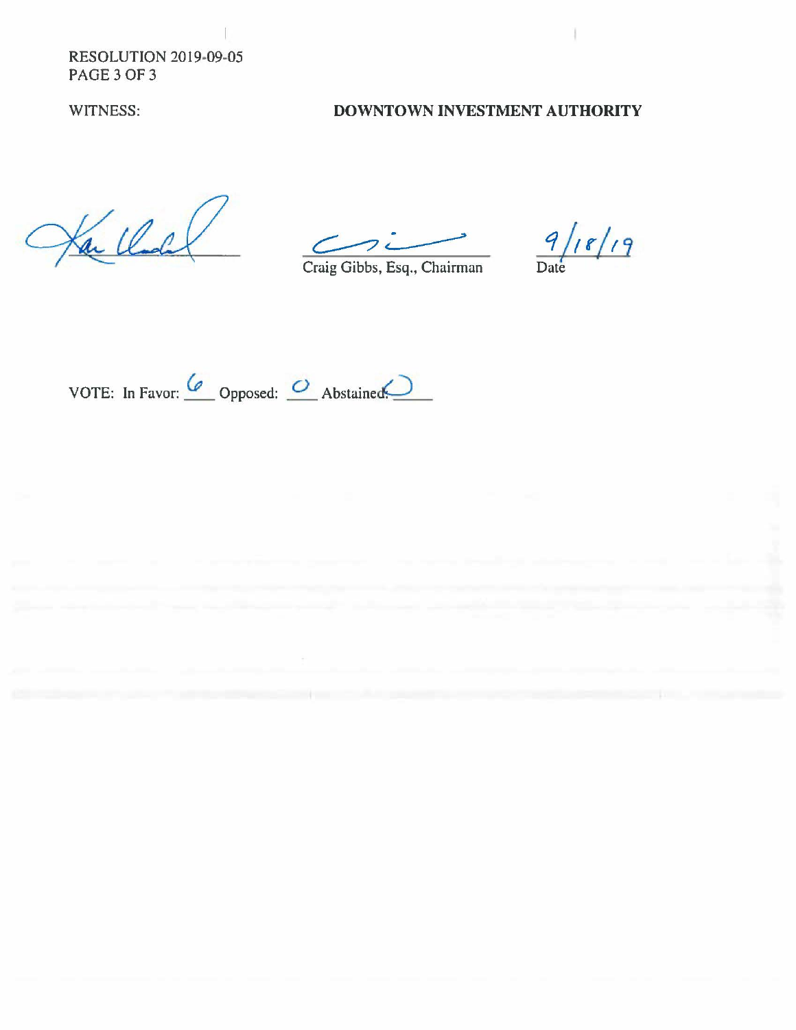RESOLUTION 2019-09-05
PAGE 3 OF 3

WITNESS: **DOWNTOWN INVESTMENT AUTHORITY**

_______________ _______________ 9/18/19

Craig Gibbs, Esq., Chairman Date

VOTE: In Favor: 6 Opposed: 0 Abstained: 0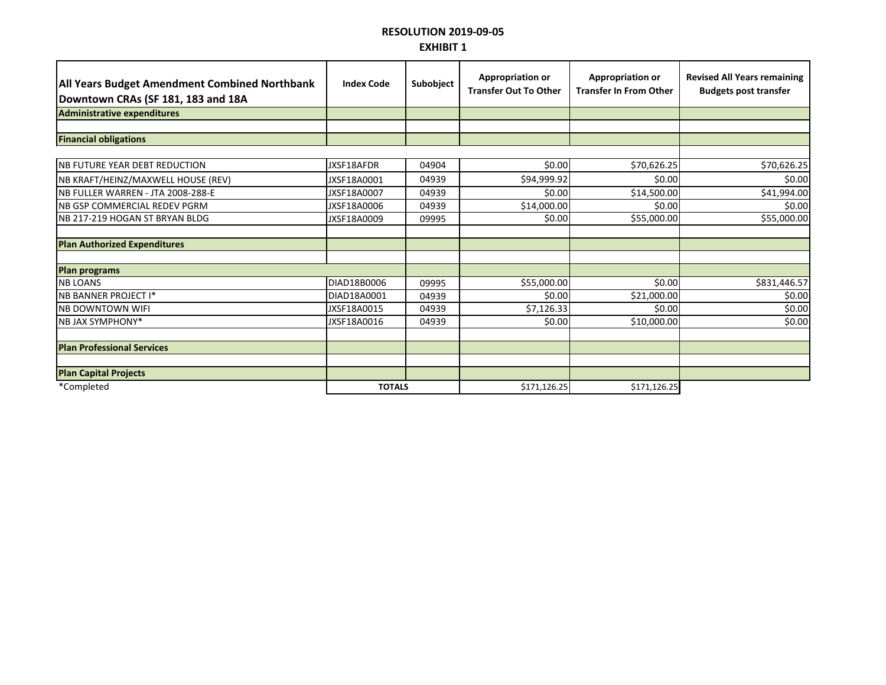**RESOLUTION 2019-09-05**

**EXHIBIT 1**

| All Years Budget Amendment Combined Northbank Downtown CRAs (SF 181, 183 and 18A | Index Code | Subobject | Appropriation or Transfer Out To Other | Appropriation or Transfer In From Other | Revised All Years remaining Budgets post transfer |
|---|---|---|---|---|---|
| **Administrative expenditures** | | | | | |
| | | | | | |
| **Financial obligations** | | | | | |
| | | | | | |
| NB FUTURE YEAR DEBT REDUCTION | JXSF18AFDR | 04904 | $0.00 | $70,626.25 | $70,626.25 |
| NB KRAFT/HEINZ/MAXWELL HOUSE (REV) | JXSF18A0001 | 04939 | $94,999.92 | $0.00 | $0.00 |
| NB FULLER WARREN - JTA 2008-288-E | JXSF18A0007 | 04939 | $0.00 | $14,500.00 | $41,994.00 |
| NB GSP COMMERCIAL REDEV PGRM | JXSF18A0006 | 04939 | $14,000.00 | $0.00 | $0.00 |
| NB 217-219 HOGAN ST BRYAN BLDG | JXSF18A0009 | 09995 | $0.00 | $55,000.00 | $55,000.00 |
| | | | | | |
| **Plan Authorized Expenditures** | | | | | |
| | | | | | |
| **Plan programs** | | | | | |
| NB LOANS | DIAD18B0006 | 09995 | $55,000.00 | $0.00 | $831,446.57 |
| NB BANNER PROJECT I* | DIAD18A0001 | 04939 | $0.00 | $21,000.00 | $0.00 |
| NB DOWNTOWN WIFI | JXSF18A0015 | 04939 | $7,126.33 | $0.00 | $0.00 |
| NB JAX SYMPHONY* | JXSF18A0016 | 04939 | $0.00 | $10,000.00 | $0.00 |
| | | | | | |
| **Plan Professional Services** | | | | | |
| | | | | | |
| **Plan Capital Projects** | | | | | |
| *Completed | **TOTALS** | | $171,126.25 | $171,126.25 | |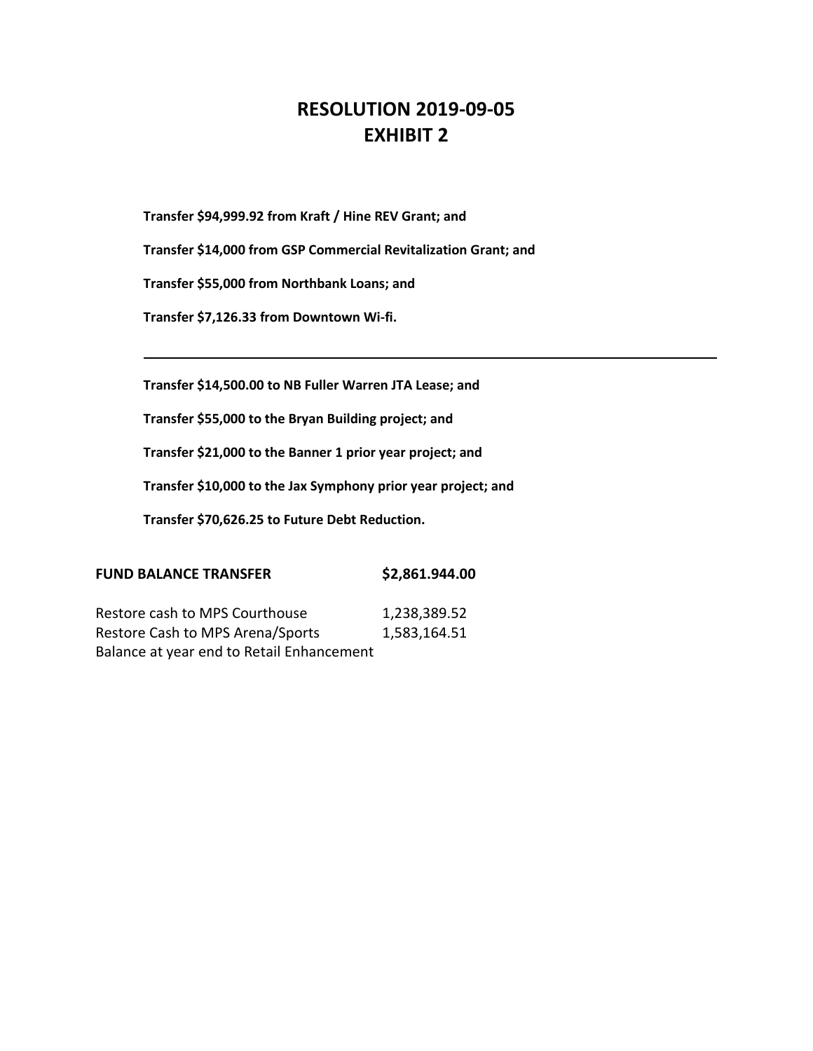# RESOLUTION 2019-09-05
# EXHIBIT 2

**Transfer $94,999.92 from Kraft / Hine REV Grant; and**

**Transfer $14,000 from GSP Commercial Revitalization Grant; and**

**Transfer $55,000 from Northbank Loans; and**

**Transfer $7,126.33 from Downtown Wi-fi.**

---

**Transfer $14,500.00 to NB Fuller Warren JTA Lease; and**

**Transfer $55,000 to the Bryan Building project; and**

**Transfer $21,000 to the Banner 1 prior year project; and**

**Transfer $10,000 to the Jax Symphony prior year project; and**

**Transfer $70,626.25 to Future Debt Reduction.**

| **FUND BALANCE TRANSFER** | **$2,861.944.00** |
|---|---|
| Restore cash to MPS Courthouse | 1,238,389.52 |
| Restore Cash to MPS Arena/Sports | 1,583,164.51 |
| Balance at year end to Retail Enhancement | |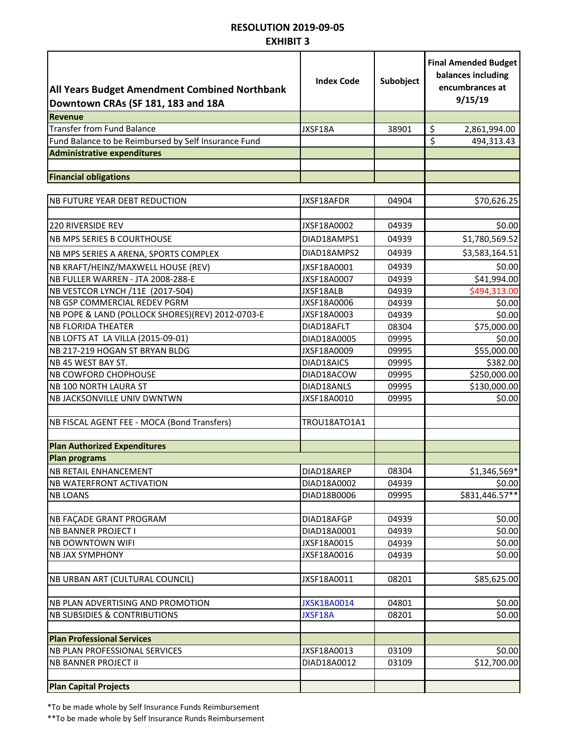**RESOLUTION 2019-09-05**

**EXHIBIT 3**

| All Years Budget Amendment Combined Northbank Downtown CRAs (SF 181, 183 and 18A | Index Code | Subobject | Final Amended Budget balances including encumbrances at 9/15/19 |
|---|---|---|---|
| **Revenue** | | | |
| Transfer from Fund Balance | JXSF18A | 38901 | $ 2,861,994.00 |
| Fund Balance to be Reimbursed by Self Insurance Fund | | | $ 494,313.43 |
| **Administrative expenditures** | | | |
| | | | |
| **Financial obligations** | | | |
| | | | |
| NB FUTURE YEAR DEBT REDUCTION | JXSF18AFDR | 04904 | $70,626.25 |
| | | | |
| 220 RIVERSIDE REV | JXSF18A0002 | 04939 | $0.00 |
| NB MPS SERIES B COURTHOUSE | DIAD18AMPS1 | 04939 | $1,780,569.52 |
| NB MPS SERIES A ARENA, SPORTS COMPLEX | DIAD18AMPS2 | 04939 | $3,583,164.51 |
| NB KRAFT/HEINZ/MAXWELL HOUSE (REV) | JXSF18A0001 | 04939 | $0.00 |
| NB FULLER WARREN - JTA 2008-288-E | JXSF18A0007 | 04939 | $41,994.00 |
| NB VESTCOR LYNCH /11E (2017-504) | JXSF18ALB | 04939 | $494,313.00 |
| NB GSP COMMERCIAL REDEV PGRM | JXSF18A0006 | 04939 | $0.00 |
| NB POPE & LAND (POLLOCK SHORES)(REV) 2012-0703-E | JXSF18A0003 | 04939 | $0.00 |
| NB FLORIDA THEATER | DIAD18AFLT | 08304 | $75,000.00 |
| NB LOFTS AT LA VILLA (2015-09-01) | DIAD18A0005 | 09995 | $0.00 |
| NB 217-219 HOGAN ST BRYAN BLDG | JXSF18A0009 | 09995 | $55,000.00 |
| NB 45 WEST BAY ST. | DIAD18AICS | 09995 | $382.00 |
| NB COWFORD CHOPHOUSE | DIAD18ACOW | 09995 | $250,000.00 |
| NB 100 NORTH LAURA ST | DIAD18ANLS | 09995 | $130,000.00 |
| NB JACKSONVILLE UNIV DWNTWN | JXSF18A0010 | 09995 | $0.00 |
| | | | |
| NB FISCAL AGENT FEE - MOCA (Bond Transfers) | TROU18ATO1A1 | | |
| | | | |
| **Plan Authorized Expenditures** | | | |
| **Plan programs** | | | |
| NB RETAIL ENHANCEMENT | DIAD18AREP | 08304 | $1,346,569* |
| NB WATERFRONT ACTIVATION | DIAD18A0002 | 04939 | $0.00 |
| NB LOANS | DIAD18B0006 | 09995 | $831,446.57** |
| | | | |
| NB FAÇADE GRANT PROGRAM | DIAD18AFGP | 04939 | $0.00 |
| NB BANNER PROJECT I | DIAD18A0001 | 04939 | $0.00 |
| NB DOWNTOWN WIFI | JXSF18A0015 | 04939 | $0.00 |
| NB JAX SYMPHONY | JXSF18A0016 | 04939 | $0.00 |
| | | | |
| NB URBAN ART (CULTURAL COUNCIL) | JXSF18A0011 | 08201 | $85,625.00 |
| | | | |
| NB PLAN ADVERTISING AND PROMOTION | JXSK18A0014 | 04801 | $0.00 |
| NB SUBSIDIES & CONTRIBUTIONS | JXSF18A | 08201 | $0.00 |
| | | | |
| **Plan Professional Services** | | | |
| NB PLAN PROFESSIONAL SERVICES | JXSF18A0013 | 03109 | $0.00 |
| NB BANNER PROJECT II | DIAD18A0012 | 03109 | $12,700.00 |
| | | | |
| **Plan Capital Projects** | | | |

*To be made whole by Self Insurance Funds Reimbursement

**To be made whole by Self Insurance Runds Reimbursement